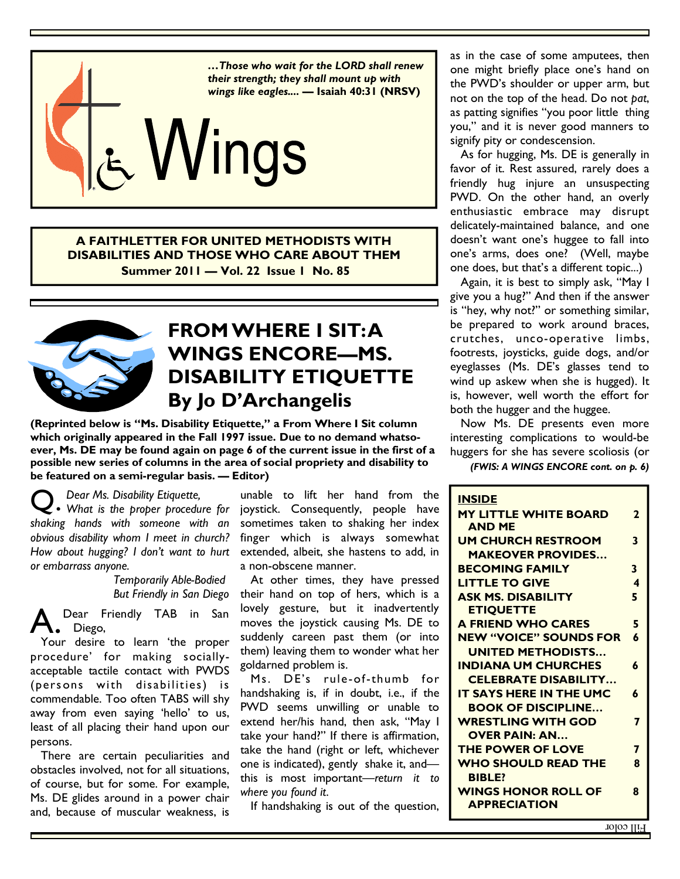*...Those who wait for the LORD shall renew their strength; they shall mount up with wings like eagles....* **— Isaiah 40:31 (NRSV)**

# Wings

**A FAITHLETTER FOR UNITED METHODISTS WITH DISABILITIES AND THOSE WHO CARE ABOUT THEM**
**Summer 2011 — Vol. 22 Issue 1 No. 85**

## FROM WHERE I SIT: A WINGS ENCORE—MS. DISABILITY ETIQUETTE
## By Jo D'Archangelis

**(Reprinted below is "Ms. Disability Etiquette," a From Where I Sit column which originally appeared in the Fall 1997 issue. Due to no demand whatsoever, Ms. DE may be found again on page 6 of the current issue in the first of a possible new series of columns in the area of social propriety and disability to be featured on a semi-regular basis. — Editor)**

**Q.** *Dear Ms. Disability Etiquette,*
*What is the proper procedure for shaking hands with someone with an obvious disability whom I meet in church? How about hugging? I don't want to hurt or embarrass anyone.*

*Temporarily Able-Bodied*
*But Friendly in San Diego*

**A.** Dear Friendly TAB in San Diego,

Your desire to learn 'the proper procedure' for making socially-acceptable tactile contact with PWDS (persons with disabilities) is commendable. Too often TABS will shy away from even saying 'hello' to us, least of all placing their hand upon our persons.

There are certain peculiarities and obstacles involved, not for all situations, of course, but for some. For example, Ms. DE glides around in a power chair and, because of muscular weakness, is unable to lift her hand from the joystick. Consequently, people have sometimes taken to shaking her index finger which is always somewhat extended, albeit, she hastens to add, in a non-obscene manner.

At other times, they have pressed their hand on top of hers, which is a lovely gesture, but it inadvertently moves the joystick causing Ms. DE to suddenly careen past them (or into them) leaving them to wonder what her goldarned problem is.

Ms. DE's rule-of-thumb for handshaking is, if in doubt, i.e., if the PWD seems unwilling or unable to extend her/his hand, then ask, "May I take your hand?" If there is affirmation, take the hand (right or left, whichever one is indicated), gently shake it, and—this is most important—*return it to where you found it.*

If handshaking is out of the question, as in the case of some amputees, then one might briefly place one's hand on the PWD's shoulder or upper arm, but not on the top of the head. Do not *pat*, as patting signifies "you poor little thing you," and it is never good manners to signify pity or condescension.

As for hugging, Ms. DE is generally in favor of it. Rest assured, rarely does a friendly hug injure an unsuspecting PWD. On the other hand, an overly enthusiastic embrace may disrupt delicately-maintained balance, and one doesn't want one's huggee to fall into one's arms, does one? (Well, maybe one does, but that's a different topic...)

Again, it is best to simply ask, "May I give you a hug?" And then if the answer is "hey, why not?" or something similar, be prepared to work around braces, crutches, unco-operative limbs, footrests, joysticks, guide dogs, and/or eyeglasses (Ms. DE's glasses tend to wind up askew when she is hugged). It is, however, well worth the effort for both the hugger and the huggee.

Now Ms. DE presents even more interesting complications to would-be huggers for she has severe scoliosis (or

***(FWIS: A WINGS ENCORE cont. on p. 6)***

**INSIDE**

| | |
|---|---|
| **MY LITTLE WHITE BOARD AND ME** | **2** |
| **UM CHURCH RESTROOM MAKEOVER PROVIDES...** | **3** |
| **BECOMING FAMILY** | **3** |
| **LITTLE TO GIVE** | **4** |
| **ASK MS. DISABILITY ETIQUETTE** | **5** |
| **A FRIEND WHO CARES** | **5** |
| **NEW "VOICE" SOUNDS FOR UNITED METHODISTS...** | **6** |
| **INDIANA UM CHURCHES CELEBRATE DISABILITY...** | **6** |
| **IT SAYS HERE IN THE UMC BOOK OF DISCIPLINE...** | **6** |
| **WRESTLING WITH GOD OVER PAIN: AN...** | **7** |
| **THE POWER OF LOVE** | **7** |
| **WHO SHOULD READ THE BIBLE?** | **8** |
| **WINGS HONOR ROLL OF APPRECIATION** | **8** |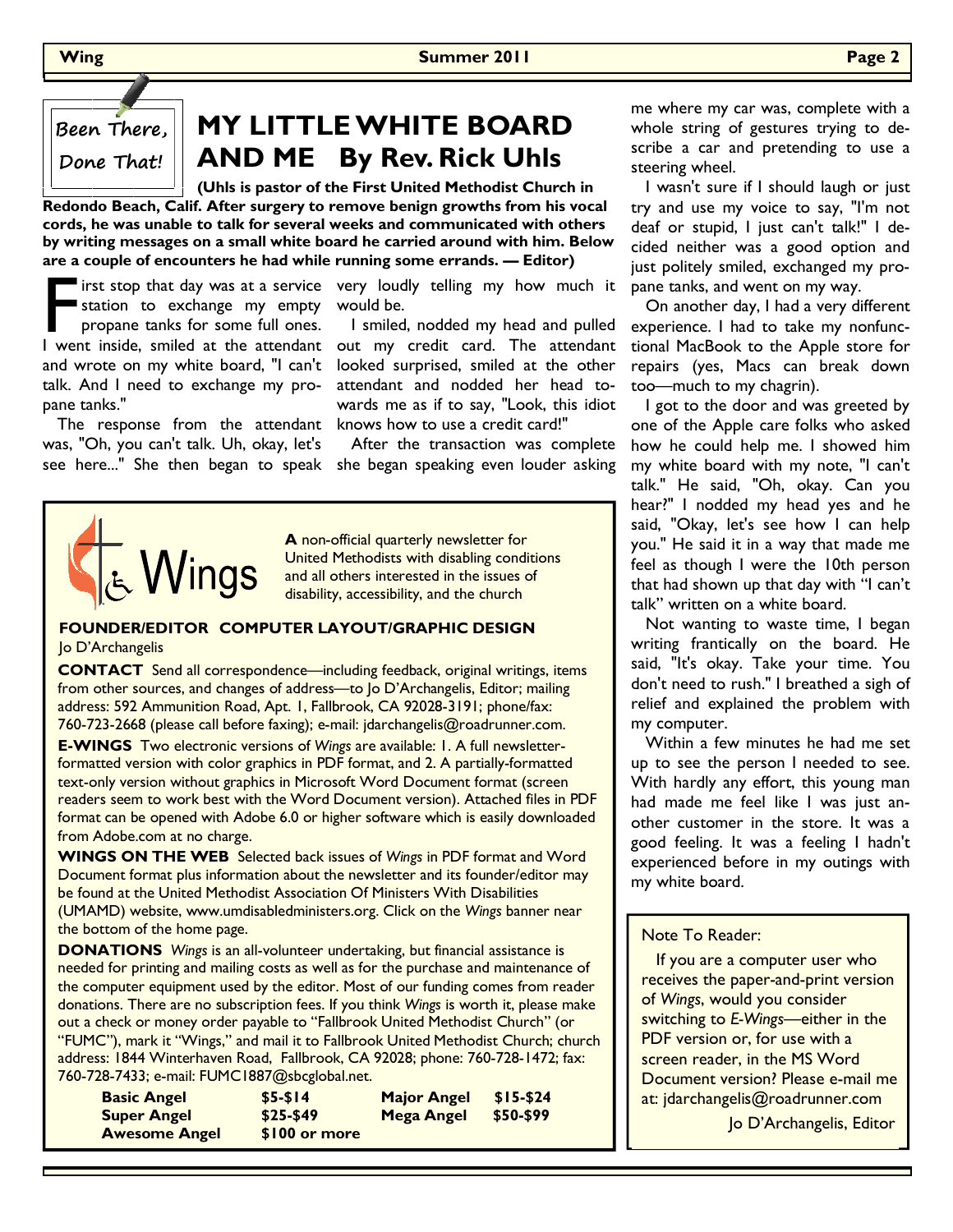Been There, Done That!

# MY LITTLE WHITE BOARD AND ME By Rev. Rick Uhls

**(Uhls is pastor of the First United Methodist Church in Redondo Beach, Calif. After surgery to remove benign growths from his vocal cords, he was unable to talk for several weeks and communicated with others by writing messages on a small white board he carried around with him. Below are a couple of encounters he had while running some errands. — Editor)**

First stop that day was at a service station to exchange my empty propane tanks for some full ones. I went inside, smiled at the attendant and wrote on my white board, "I can't talk. And I need to exchange my propane tanks."

The response from the attendant was, "Oh, you can't talk. Uh, okay, let's see here..." She then began to speak very loudly telling my how much it would be.

I smiled, nodded my head and pulled out my credit card. The attendant looked surprised, smiled at the other attendant and nodded her head towards me as if to say, "Look, this idiot knows how to use a credit card!"

After the transaction was complete she began speaking even louder asking me where my car was, complete with a whole string of gestures trying to describe a car and pretending to use a steering wheel.

I wasn't sure if I should laugh or just try and use my voice to say, "I'm not deaf or stupid, I just can't talk!" I decided neither was a good option and just politely smiled, exchanged my propane tanks, and went on my way.

On another day, I had a very different experience. I had to take my nonfunctional MacBook to the Apple store for repairs (yes, Macs can break down too—much to my chagrin).

I got to the door and was greeted by one of the Apple care folks who asked how he could help me. I showed him my white board with my note, "I can't talk." He said, "Oh, okay. Can you hear?" I nodded my head yes and he said, "Okay, let's see how I can help you." He said it in a way that made me feel as though I were the 10th person that had shown up that day with "I can't talk" written on a white board.

Not wanting to waste time, I began writing frantically on the board. He said, "It's okay. Take your time. You don't need to rush." I breathed a sigh of relief and explained the problem with my computer.

Within a few minutes he had me set up to see the person I needed to see. With hardly any effort, this young man had made me feel like I was just another customer in the store. It was a good feeling. It was a feeling I hadn't experienced before in my outings with my white board.

---

Note To Reader:

If you are a computer user who receives the paper-and-print version of *Wings*, would you consider switching to *E-Wings*—either in the PDF version or, for use with a screen reader, in the MS Word Document version? Please e-mail me at: jdarchangelis@roadrunner.com

Jo D'Archangelis, Editor

---

## Wings

**A** non-official quarterly newsletter for United Methodists with disabling conditions and all others interested in the issues of disability, accessibility, and the church

**FOUNDER/EDITOR COMPUTER LAYOUT/GRAPHIC DESIGN**
Jo D'Archangelis

**CONTACT** Send all correspondence—including feedback, original writings, items from other sources, and changes of address—to Jo D'Archangelis, Editor; mailing address: 592 Ammunition Road, Apt. 1, Fallbrook, CA 92028-3191; phone/fax: 760-723-2668 (please call before faxing); e-mail: jdarchangelis@roadrunner.com.

**E-WINGS** Two electronic versions of *Wings* are available: 1. A full newsletter-formatted version with color graphics in PDF format, and 2. A partially-formatted text-only version without graphics in Microsoft Word Document format (screen readers seem to work best with the Word Document version). Attached files in PDF format can be opened with Adobe 6.0 or higher software which is easily downloaded from Adobe.com at no charge.

**WINGS ON THE WEB** Selected back issues of *Wings* in PDF format and Word Document format plus information about the newsletter and its founder/editor may be found at the United Methodist Association Of Ministers With Disabilities (UMAMD) website, www.umdisabledministers.org. Click on the *Wings* banner near the bottom of the home page.

**DONATIONS** *Wings* is an all-volunteer undertaking, but financial assistance is needed for printing and mailing costs as well as for the purchase and maintenance of the computer equipment used by the editor. Most of our funding comes from reader donations. There are no subscription fees. If you think *Wings* is worth it, please make out a check or money order payable to "Fallbrook United Methodist Church" (or "FUMC"), mark it "Wings," and mail it to Fallbrook United Methodist Church; church address: 1844 Winterhaven Road, Fallbrook, CA 92028; phone: 760-728-1472; fax: 760-728-7433; e-mail: FUMC1887@sbcglobal.net.

| | | | |
|---|---|---|---|
| **Basic Angel** | **$5-$14** | **Major Angel** | **$15-$24** |
| **Super Angel** | **$25-$49** | **Mega Angel** | **$50-$99** |
| **Awesome Angel** | **$100 or more** | | |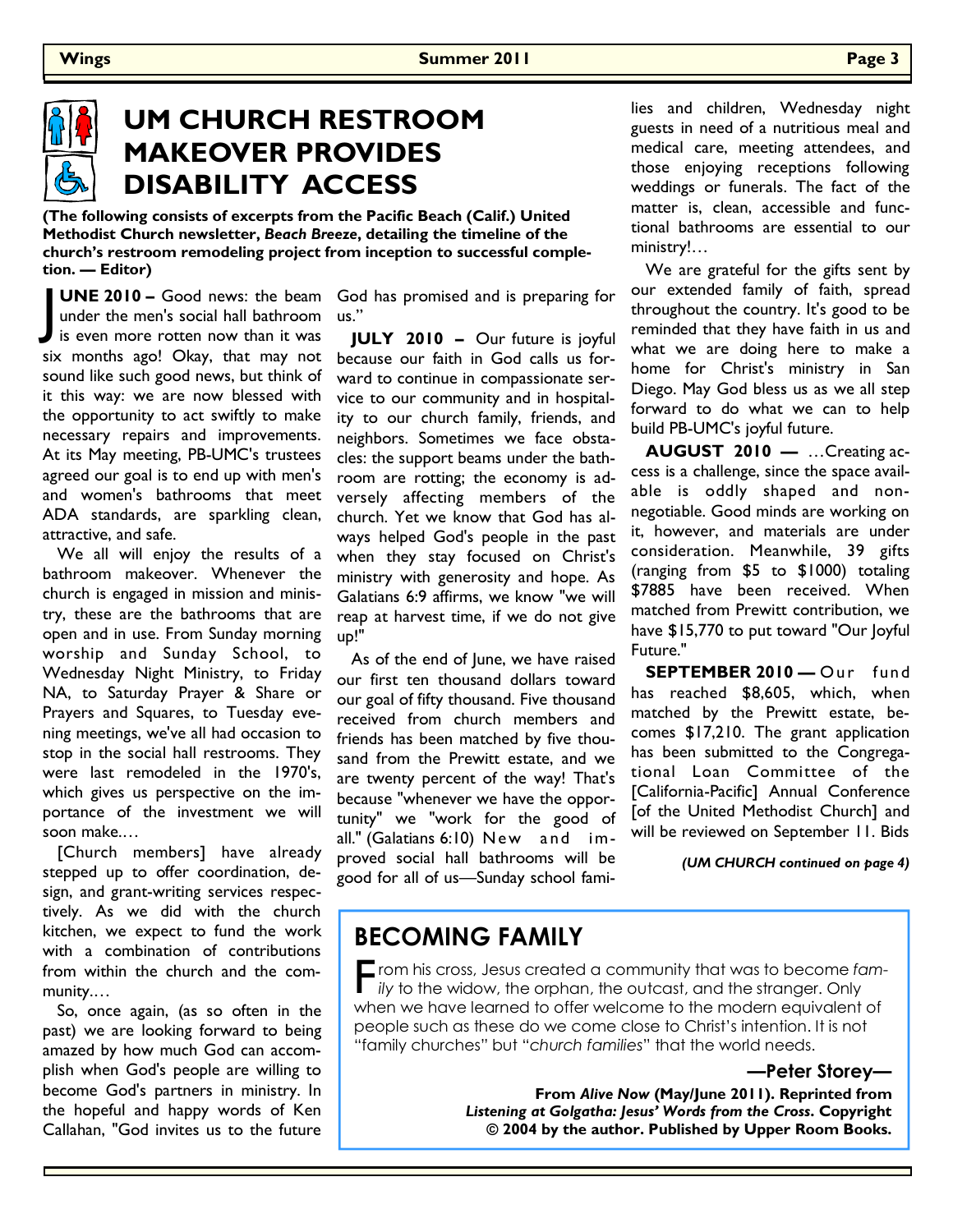# UM CHURCH RESTROOM MAKEOVER PROVIDES DISABILITY ACCESS

**(The following consists of excerpts from the Pacific Beach (Calif.) United Methodist Church newsletter, *Beach Breeze*, detailing the timeline of the church's restroom remodeling project from inception to successful completion. — Editor)**

**JUNE 2010 –** Good news: the beam under the men's social hall bathroom is even more rotten now than it was six months ago! Okay, that may not sound like such good news, but think of it this way: we are now blessed with the opportunity to act swiftly to make necessary repairs and improvements. At its May meeting, PB-UMC's trustees agreed our goal is to end up with men's and women's bathrooms that meet ADA standards, are sparkling clean, attractive, and safe.

We all will enjoy the results of a bathroom makeover. Whenever the church is engaged in mission and ministry, these are the bathrooms that are open and in use. From Sunday morning worship and Sunday School, to Wednesday Night Ministry, to Friday NA, to Saturday Prayer & Share or Prayers and Squares, to Tuesday evening meetings, we've all had occasion to stop in the social hall restrooms. They were last remodeled in the 1970's, which gives us perspective on the importance of the investment we will soon make.…

[Church members] have already stepped up to offer coordination, design, and grant-writing services respectively. As we did with the church kitchen, we expect to fund the work with a combination of contributions from within the church and the community.…

So, once again, (as so often in the past) we are looking forward to being amazed by how much God can accomplish when God's people are willing to become God's partners in ministry. In the hopeful and happy words of Ken Callahan, "God invites us to the future God has promised and is preparing for us."

**JULY 2010 –** Our future is joyful because our faith in God calls us forward to continue in compassionate service to our community and in hospitality to our church family, friends, and neighbors. Sometimes we face obstacles: the support beams under the bathroom are rotting; the economy is adversely affecting members of the church. Yet we know that God has always helped God's people in the past when they stay focused on Christ's ministry with generosity and hope. As Galatians 6:9 affirms, we know "we will reap at harvest time, if we do not give up!"

As of the end of June, we have raised our first ten thousand dollars toward our goal of fifty thousand. Five thousand received from church members and friends has been matched by five thousand from the Prewitt estate, and we are twenty percent of the way! That's because "whenever we have the opportunity" we "work for the good of all." (Galatians 6:10) New and improved social hall bathrooms will be good for all of us—Sunday school families and children, Wednesday night guests in need of a nutritious meal and medical care, meeting attendees, and those enjoying receptions following weddings or funerals. The fact of the matter is, clean, accessible and functional bathrooms are essential to our ministry!…

We are grateful for the gifts sent by our extended family of faith, spread throughout the country. It's good to be reminded that they have faith in us and what we are doing here to make a home for Christ's ministry in San Diego. May God bless us as we all step forward to do what we can to help build PB-UMC's joyful future.

**AUGUST 2010 —** …Creating access is a challenge, since the space available is oddly shaped and non-negotiable. Good minds are working on it, however, and materials are under consideration. Meanwhile, 39 gifts (ranging from $5 to $1000) totaling $7885 have been received. When matched from Prewitt contribution, we have $15,770 to put toward "Our Joyful Future."

**SEPTEMBER 2010 —** Our fund has reached $8,605, which, when matched by the Prewitt estate, becomes $17,210. The grant application has been submitted to the Congregational Loan Committee of the [California-Pacific] Annual Conference [of the United Methodist Church] and will be reviewed on September 11. Bids

***(UM CHURCH continued on page 4)***

## BECOMING FAMILY

From his cross, Jesus created a community that was to become *family* to the widow, the orphan, the outcast, and the stranger. Only when we have learned to offer welcome to the modern equivalent of people such as these do we come close to Christ's intention. It is not "family churches" but "*church families*" that the world needs.

**—Peter Storey—**

**From *Alive Now* (May/June 2011). Reprinted from *Listening at Golgatha: Jesus' Words from the Cross*. Copyright © 2004 by the author. Published by Upper Room Books.**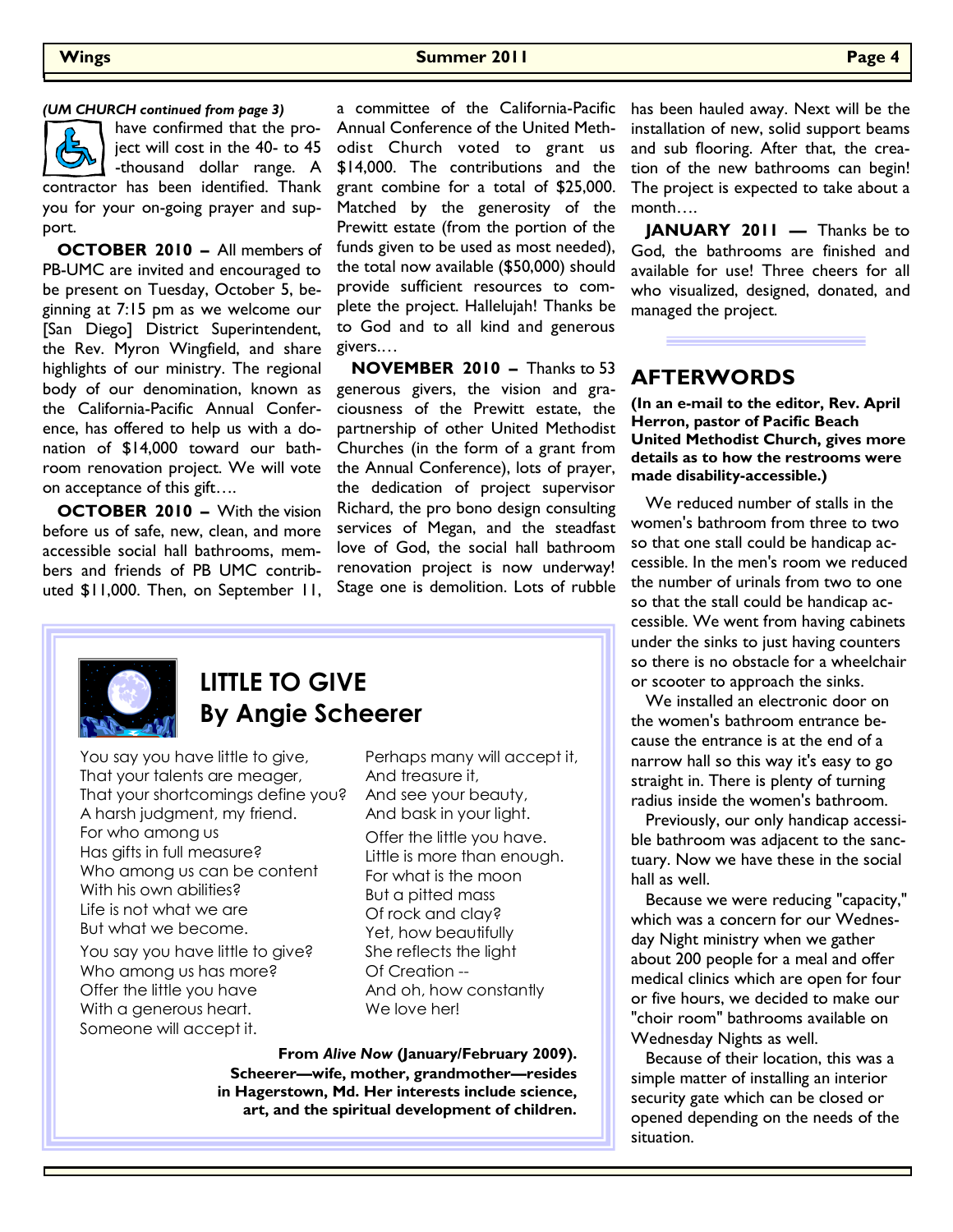*(UM CHURCH continued from page 3)*

have confirmed that the project will cost in the 40- to 45-thousand dollar range. A contractor has been identified. Thank you for your on-going prayer and support.

**OCTOBER 2010 –** All members of PB-UMC are invited and encouraged to be present on Tuesday, October 5, beginning at 7:15 pm as we welcome our [San Diego] District Superintendent, the Rev. Myron Wingfield, and share highlights of our ministry. The regional body of our denomination, known as the California-Pacific Annual Conference, has offered to help us with a donation of $14,000 toward our bathroom renovation project. We will vote on acceptance of this gift….

**OCTOBER 2010 –** With the vision before us of safe, new, clean, and more accessible social hall bathrooms, members and friends of PB UMC contributed $11,000. Then, on September 11, a committee of the California-Pacific Annual Conference of the United Methodist Church voted to grant us $14,000. The contributions and the grant combine for a total of $25,000. Matched by the generosity of the Prewitt estate (from the portion of the funds given to be used as most needed), the total now available ($50,000) should provide sufficient resources to complete the project. Hallelujah! Thanks be to God and to all kind and generous givers.…

**NOVEMBER 2010 –** Thanks to 53 generous givers, the vision and graciousness of the Prewitt estate, the partnership of other United Methodist Churches (in the form of a grant from the Annual Conference), lots of prayer, the dedication of project supervisor Richard, the pro bono design consulting services of Megan, and the steadfast love of God, the social hall bathroom renovation project is now underway! Stage one is demolition. Lots of rubble has been hauled away. Next will be the installation of new, solid support beams and sub flooring. After that, the creation of the new bathrooms can begin! The project is expected to take about a month….

**JANUARY 2011 —** Thanks be to God, the bathrooms are finished and available for use! Three cheers for all who visualized, designed, donated, and managed the project.

## LITTLE TO GIVE
## By Angie Scheerer

You say you have little to give,
That your talents are meager,
That your shortcomings define you?
A harsh judgment, my friend.
For who among us
Has gifts in full measure?
Who among us can be content
With his own abilities?
Life is not what we are
But what we become.

You say you have little to give?
Who among us has more?
Offer the little you have
With a generous heart.
Someone will accept it.
Perhaps many will accept it,
And treasure it,
And see your beauty,
And bask in your light.

Offer the little you have.
Little is more than enough.
For what is the moon
But a pitted mass
Of rock and clay?
Yet, how beautifully
She reflects the light
Of Creation --
And oh, how constantly
We love her!

**From *Alive Now* (January/February 2009). Scheerer—wife, mother, grandmother—resides in Hagerstown, Md. Her interests include science, art, and the spiritual development of children.**

## AFTERWORDS

**(In an e-mail to the editor, Rev. April Herron, pastor of Pacific Beach United Methodist Church, gives more details as to how the restrooms were made disability-accessible.)**

We reduced number of stalls in the women's bathroom from three to two so that one stall could be handicap accessible. In the men's room we reduced the number of urinals from two to one so that the stall could be handicap accessible. We went from having cabinets under the sinks to just having counters so there is no obstacle for a wheelchair or scooter to approach the sinks.

We installed an electronic door on the women's bathroom entrance because the entrance is at the end of a narrow hall so this way it's easy to go straight in. There is plenty of turning radius inside the women's bathroom.

Previously, our only handicap accessible bathroom was adjacent to the sanctuary. Now we have these in the social hall as well.

Because we were reducing "capacity," which was a concern for our Wednesday Night ministry when we gather about 200 people for a meal and offer medical clinics which are open for four or five hours, we decided to make our "choir room" bathrooms available on Wednesday Nights as well.

Because of their location, this was a simple matter of installing an interior security gate which can be closed or opened depending on the needs of the situation.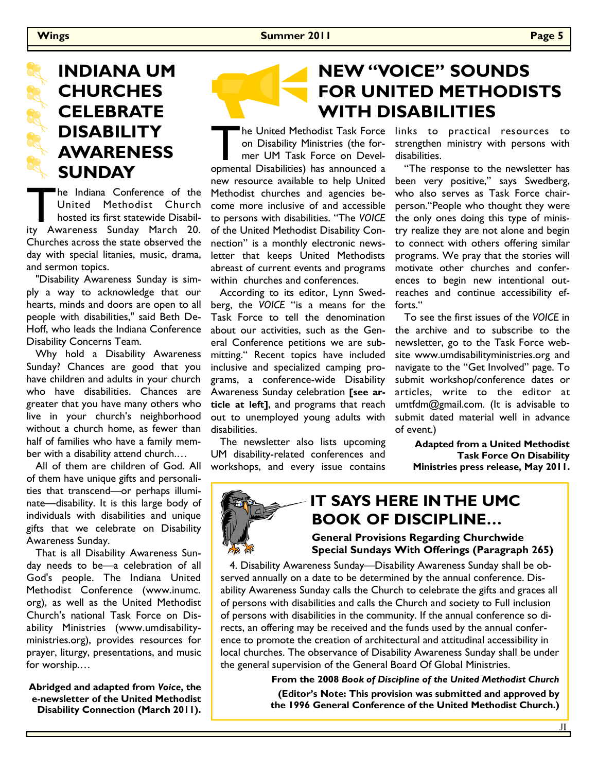# INDIANA UM CHURCHES CELEBRATE DISABILITY AWARENESS SUNDAY

The Indiana Conference of the United Methodist Church hosted its first statewide Disability Awareness Sunday March 20. Churches across the state observed the day with special litanies, music, drama, and sermon topics.

"Disability Awareness Sunday is simply a way to acknowledge that our hearts, minds and doors are open to all people with disabilities," said Beth DeHoff, who leads the Indiana Conference Disability Concerns Team.

Why hold a Disability Awareness Sunday? Chances are good that you have children and adults in your church who have disabilities. Chances are greater that you have many others who live in your church's neighborhood without a church home, as fewer than half of families who have a family member with a disability attend church.…

All of them are children of God. All of them have unique gifts and personalities that transcend—or perhaps illuminate—disability. It is this large body of individuals with disabilities and unique gifts that we celebrate on Disability Awareness Sunday.

That is all Disability Awareness Sunday needs to be—a celebration of all God's people. The Indiana United Methodist Conference (www.inumc.org), as well as the United Methodist Church's national Task Force on Disability Ministries (www.umdisabilityministries.org), provides resources for prayer, liturgy, presentations, and music for worship.…

**Abridged and adapted from *Voice*, the e-newsletter of the United Methodist Disability Connection (March 2011).**

# NEW "VOICE" SOUNDS FOR UNITED METHODISTS WITH DISABILITIES

The United Methodist Task Force on Disability Ministries (the former UM Task Force on Developmental Disabilities) has announced a new resource available to help United Methodist churches and agencies become more inclusive of and accessible to persons with disabilities. "The *VOICE* of the United Methodist Disability Connection" is a monthly electronic newsletter that keeps United Methodists abreast of current events and programs within churches and conferences.

According to its editor, Lynn Swedberg, the *VOICE* "is a means for the Task Force to tell the denomination about our activities, such as the General Conference petitions we are submitting." Recent topics have included inclusive and specialized camping programs, a conference-wide Disability Awareness Sunday celebration **[see article at left]**, and programs that reach out to unemployed young adults with disabilities.

The newsletter also lists upcoming UM disability-related conferences and workshops, and every issue contains links to practical resources to strengthen ministry with persons with disabilities.

"The response to the newsletter has been very positive," says Swedberg, who also serves as Task Force chairperson."People who thought they were the only ones doing this type of ministry realize they are not alone and begin to connect with others offering similar programs. We pray that the stories will motivate other churches and conferences to begin new intentional outreaches and continue accessibility efforts."

To see the first issues of the *VOICE* in the archive and to subscribe to the newsletter, go to the Task Force website www.umdisabilityministries.org and navigate to the "Get Involved" page. To submit workshop/conference dates or articles, write to the editor at umtfdm@gmail.com. (It is advisable to submit dated material well in advance of event.)

**Adapted from a United Methodist Task Force On Disability Ministries press release, May 2011.**

## IT SAYS HERE IN THE UMC BOOK OF DISCIPLINE…

**General Provisions Regarding Churchwide Special Sundays With Offerings (Paragraph 265)**

4. Disability Awareness Sunday—Disability Awareness Sunday shall be observed annually on a date to be determined by the annual conference. Disability Awareness Sunday calls the Church to celebrate the gifts and graces all of persons with disabilities and calls the Church and society to Full inclusion of persons with disabilities in the community. If the annual conference so directs, an offering may be received and the funds used by the annual conference to promote the creation of architectural and attitudinal accessibility in local churches. The observance of Disability Awareness Sunday shall be under the general supervision of the General Board Of Global Ministries.

**From the 2008 *Book of Discipline of the United Methodist Church***

**(Editor's Note: This provision was submitted and approved by the 1996 General Conference of the United Methodist Church.)**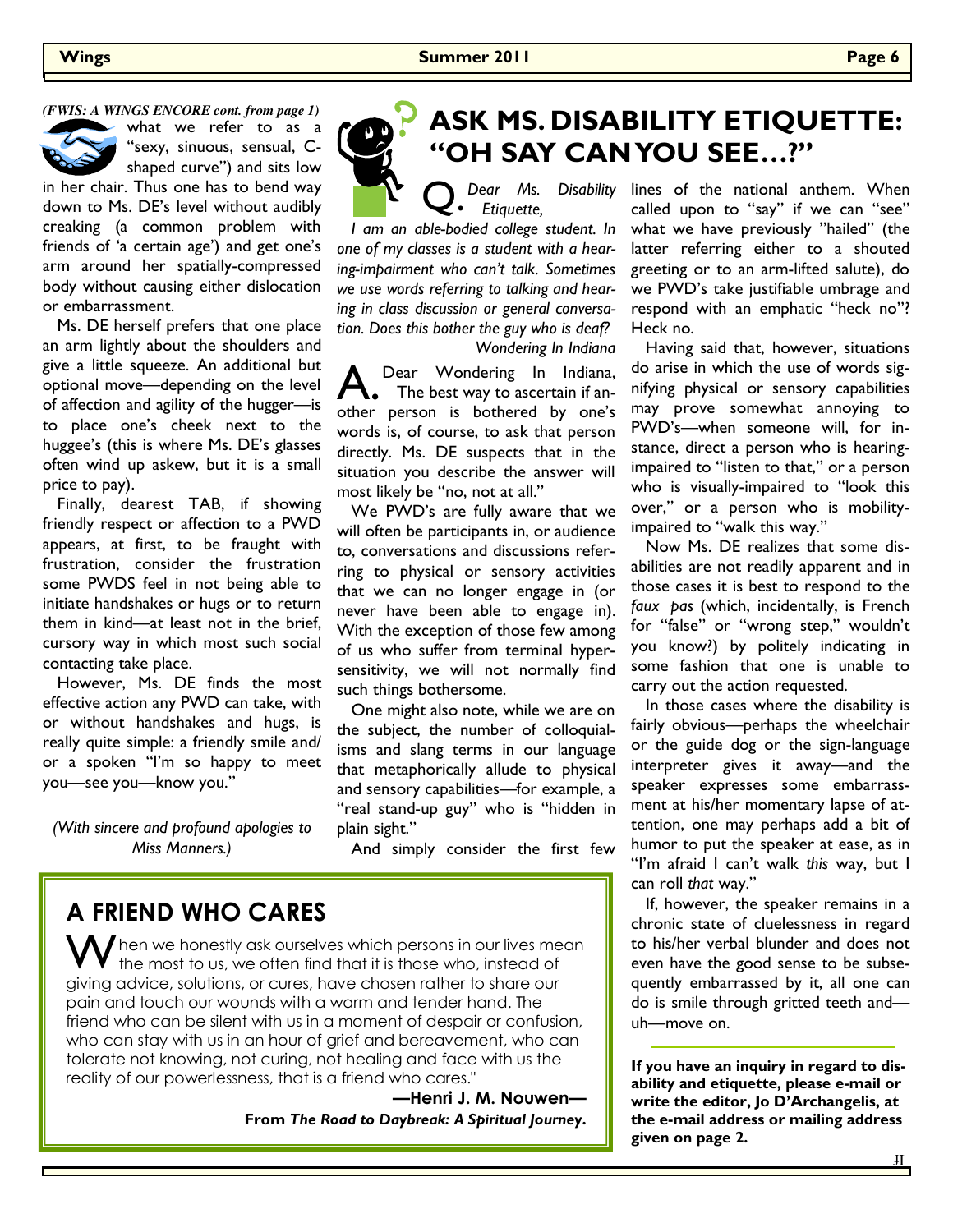*(FWIS: A WINGS ENCORE cont. from page 1)* what we refer to as a "sexy, sinuous, sensual, C-shaped curve") and sits low in her chair. Thus one has to bend way down to Ms. DE's level without audibly creaking (a common problem with friends of 'a certain age') and get one's arm around her spatially-compressed body without causing either dislocation or embarrassment.

Ms. DE herself prefers that one place an arm lightly about the shoulders and give a little squeeze. An additional but optional move—depending on the level of affection and agility of the hugger—is to place one's cheek next to the huggee's (this is where Ms. DE's glasses often wind up askew, but it is a small price to pay).

Finally, dearest TAB, if showing friendly respect or affection to a PWD appears, at first, to be fraught with frustration, consider the frustration some PWDS feel in not being able to initiate handshakes or hugs or to return them in kind—at least not in the brief, cursory way in which most such social contacting take place.

However, Ms. DE finds the most effective action any PWD can take, with or without handshakes and hugs, is really quite simple: a friendly smile and/or a spoken "I'm so happy to meet you—see you—know you."

*(With sincere and profound apologies to Miss Manners.)*

# ASK MS. DISABILITY ETIQUETTE: "OH SAY CAN YOU SEE…?"

**Q.** *Dear Ms. Disability Etiquette,*

*I am an able-bodied college student. In one of my classes is a student with a hearing-impairment who can't talk. Sometimes we use words referring to talking and hearing in class discussion or general conversation. Does this bother the guy who is deaf?*

*Wondering In Indiana*

**A.** Dear Wondering In Indiana, The best way to ascertain if another person is bothered by one's words is, of course, to ask that person directly. Ms. DE suspects that in the situation you describe the answer will most likely be "no, not at all."

We PWD's are fully aware that we will often be participants in, or audience to, conversations and discussions referring to physical or sensory activities that we can no longer engage in (or never have been able to engage in). With the exception of those few among of us who suffer from terminal hyper-sensitivity, we will not normally find such things bothersome.

One might also note, while we are on the subject, the number of colloquialisms and slang terms in our language that metaphorically allude to physical and sensory capabilities—for example, a "real stand-up guy" who is "hidden in plain sight."

And simply consider the first few lines of the national anthem. When called upon to "say" if we can "see" what we have previously "hailed" (the latter referring either to a shouted greeting or to an arm-lifted salute), do we PWD's take justifiable umbrage and respond with an emphatic "heck no"? Heck no.

Having said that, however, situations do arise in which the use of words signifying physical or sensory capabilities may prove somewhat annoying to PWD's—when someone will, for instance, direct a person who is hearing-impaired to "listen to that," or a person who is visually-impaired to "look this over," or a person who is mobility-impaired to "walk this way."

Now Ms. DE realizes that some disabilities are not readily apparent and in those cases it is best to respond to the *faux pas* (which, incidentally, is French for "false" or "wrong step," wouldn't you know?) by politely indicating in some fashion that one is unable to carry out the action requested.

In those cases where the disability is fairly obvious—perhaps the wheelchair or the guide dog or the sign-language interpreter gives it away—and the speaker expresses some embarrassment at his/her momentary lapse of attention, one may perhaps add a bit of humor to put the speaker at ease, as in "I'm afraid I can't walk *this* way, but I can roll *that* way."

If, however, the speaker remains in a chronic state of cluelessness in regard to his/her verbal blunder and does not even have the good sense to be subsequently embarrassed by it, all one can do is smile through gritted teeth and—uh—move on.

**If you have an inquiry in regard to disability and etiquette, please e-mail or write the editor, Jo D'Archangelis, at the e-mail address or mailing address given on page 2.**

# A FRIEND WHO CARES

When we honestly ask ourselves which persons in our lives mean the most to us, we often find that it is those who, instead of giving advice, solutions, or cures, have chosen rather to share our pain and touch our wounds with a warm and tender hand. The friend who can be silent with us in a moment of despair or confusion, who can stay with us in an hour of grief and bereavement, who can tolerate not knowing, not curing, not healing and face with us the reality of our powerlessness, that is a friend who cares."

**—Henri J. M. Nouwen—**
**From *The Road to Daybreak: A Spiritual Journey*.**

JI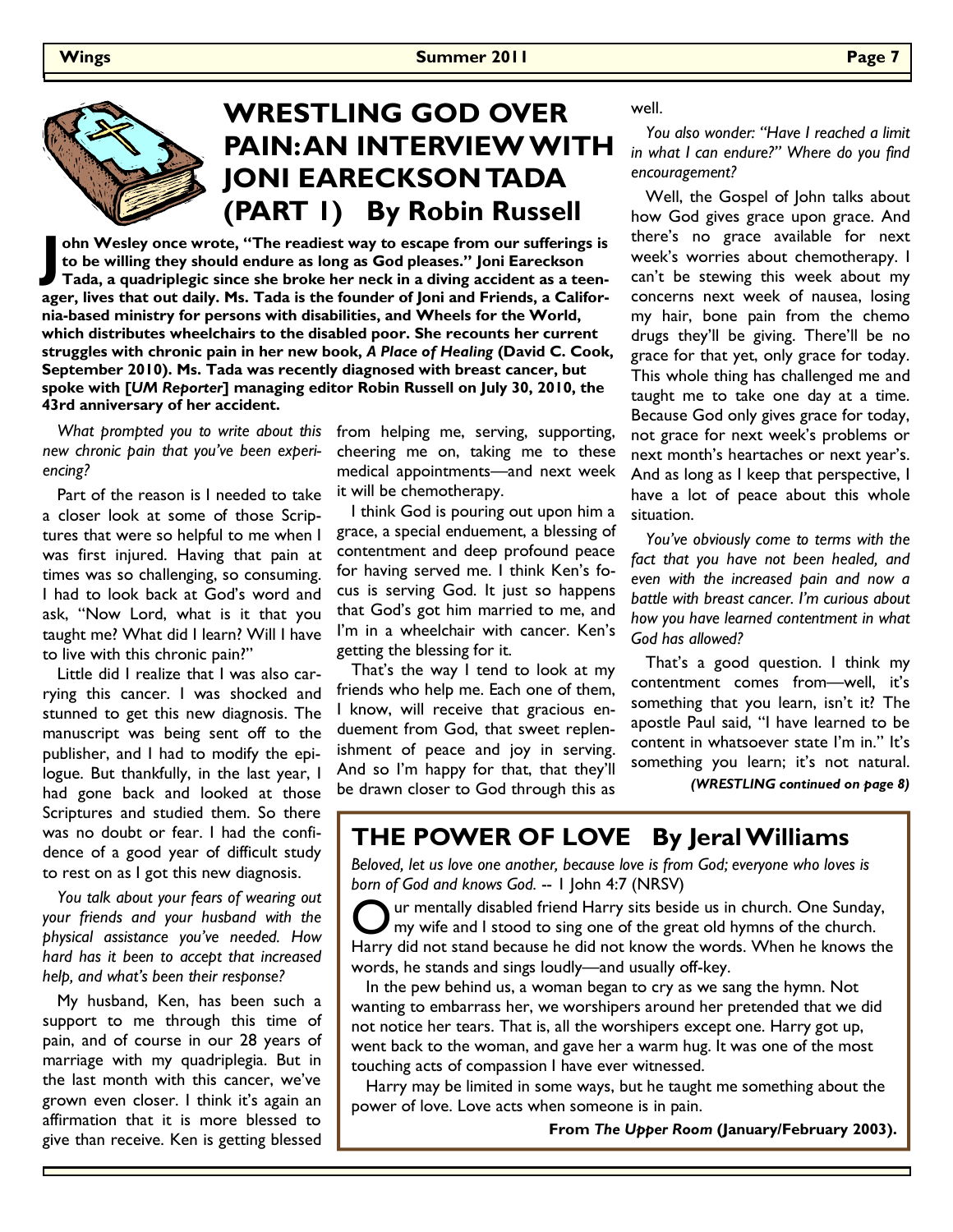# WRESTLING GOD OVER PAIN: AN INTERVIEW WITH JONI EARECKSON TADA (PART 1) By Robin Russell

**John Wesley once wrote, "The readiest way to escape from our sufferings is to be willing they should endure as long as God pleases." Joni Eareckson Tada, a quadriplegic since she broke her neck in a diving accident as a teenager, lives that out daily. Ms. Tada is the founder of Joni and Friends, a California-based ministry for persons with disabilities, and Wheels for the World, which distributes wheelchairs to the disabled poor. She recounts her current struggles with chronic pain in her new book, *A Place of Healing* (David C. Cook, September 2010). Ms. Tada was recently diagnosed with breast cancer, but spoke with [*UM Reporter*] managing editor Robin Russell on July 30, 2010, the 43rd anniversary of her accident.**

*What prompted you to write about this new chronic pain that you've been experiencing?*

Part of the reason is I needed to take a closer look at some of those Scriptures that were so helpful to me when I was first injured. Having that pain at times was so challenging, so consuming. I had to look back at God's word and ask, "Now Lord, what is it that you taught me? What did I learn? Will I have to live with this chronic pain?"

Little did I realize that I was also carrying this cancer. I was shocked and stunned to get this new diagnosis. The manuscript was being sent off to the publisher, and I had to modify the epilogue. But thankfully, in the last year, I had gone back and looked at those Scriptures and studied them. So there was no doubt or fear. I had the confidence of a good year of difficult study to rest on as I got this new diagnosis.

*You talk about your fears of wearing out your friends and your husband with the physical assistance you've needed. How hard has it been to accept that increased help, and what's been their response?*

My husband, Ken, has been such a support to me through this time of pain, and of course in our 28 years of marriage with my quadriplegia. But in the last month with this cancer, we've grown even closer. I think it's again an affirmation that it is more blessed to give than receive. Ken is getting blessed from helping me, serving, supporting, cheering me on, taking me to these medical appointments—and next week it will be chemotherapy.

I think God is pouring out upon him a grace, a special enduement, a blessing of contentment and deep profound peace for having served me. I think Ken's focus is serving God. It just so happens that God's got him married to me, and I'm in a wheelchair with cancer. Ken's getting the blessing for it.

That's the way I tend to look at my friends who help me. Each one of them, I know, will receive that gracious enduement from God, that sweet replenishment of peace and joy in serving. And so I'm happy for that, that they'll be drawn closer to God through this as well.

*You also wonder: "Have I reached a limit in what I can endure?" Where do you find encouragement?*

Well, the Gospel of John talks about how God gives grace upon grace. And there's no grace available for next week's worries about chemotherapy. I can't be stewing this week about my concerns next week of nausea, losing my hair, bone pain from the chemo drugs they'll be giving. There'll be no grace for that yet, only grace for today. This whole thing has challenged me and taught me to take one day at a time. Because God only gives grace for today, not grace for next week's problems or next month's heartaches or next year's. And as long as I keep that perspective, I have a lot of peace about this whole situation.

*You've obviously come to terms with the fact that you have not been healed, and even with the increased pain and now a battle with breast cancer. I'm curious about how you have learned contentment in what God has allowed?*

That's a good question. I think my contentment comes from—well, it's something that you learn, isn't it? The apostle Paul said, "I have learned to be content in whatsoever state I'm in." It's something you learn; it's not natural.

***(WRESTLING continued on page 8)***

## THE POWER OF LOVE By Jeral Williams

*Beloved, let us love one another, because love is from God; everyone who loves is born of God and knows God.* -- 1 John 4:7 (NRSV)

Our mentally disabled friend Harry sits beside us in church. One Sunday, my wife and I stood to sing one of the great old hymns of the church. Harry did not stand because he did not know the words. When he knows the words, he stands and sings loudly—and usually off-key.

In the pew behind us, a woman began to cry as we sang the hymn. Not wanting to embarrass her, we worshipers around her pretended that we did not notice her tears. That is, all the worshipers except one. Harry got up, went back to the woman, and gave her a warm hug. It was one of the most touching acts of compassion I have ever witnessed.

Harry may be limited in some ways, but he taught me something about the power of love. Love acts when someone is in pain.

**From *The Upper Room* (January/February 2003).**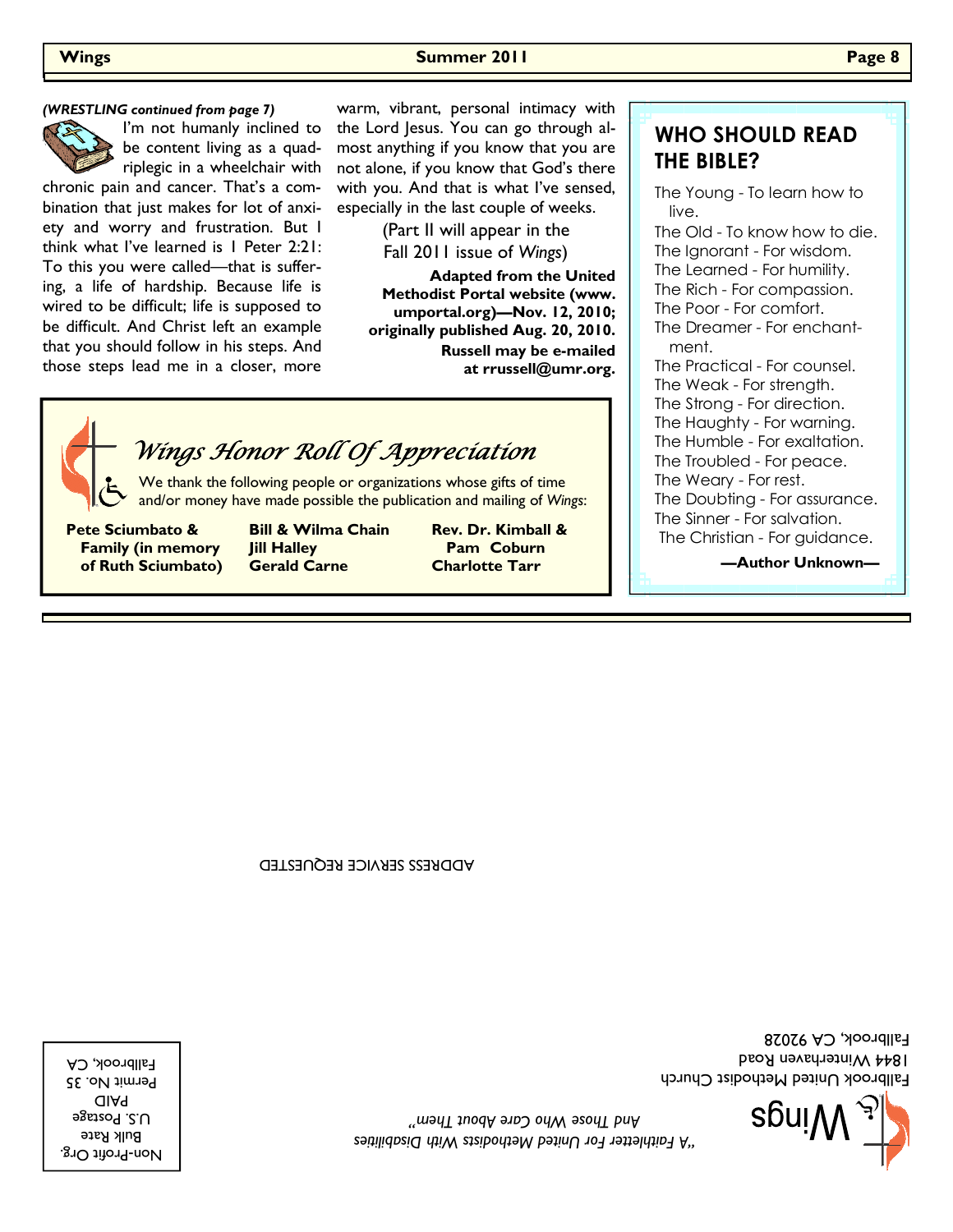*(WRESTLING continued from page 7)*

I'm not humanly inclined to be content living as a quadriplegic in a wheelchair with chronic pain and cancer. That's a combination that just makes for lot of anxiety and worry and frustration. But I think what I've learned is I Peter 2:21: To this you were called—that is suffering, a life of hardship. Because life is wired to be difficult; life is supposed to be difficult. And Christ left an example that you should follow in his steps. And those steps lead me in a closer, more warm, vibrant, personal intimacy with the Lord Jesus. You can go through almost anything if you know that you are not alone, if you know that God's there with you. And that is what I've sensed, especially in the last couple of weeks.

(Part II will appear in the Fall 2011 issue of *Wings*)

**Adapted from the United Methodist Portal website (www.umportal.org)—Nov. 12, 2010; originally published Aug. 20, 2010. Russell may be e-mailed at rrussell@umr.org.**

## WHO SHOULD READ THE BIBLE?

The Young - To learn how to live.
The Old - To know how to die.
The Ignorant - For wisdom.
The Learned - For humility.
The Rich - For compassion.
The Poor - For comfort.
The Dreamer - For enchantment.
The Practical - For counsel.
The Weak - For strength.
The Strong - For direction.
The Haughty - For warning.
The Humble - For exaltation.
The Troubled - For peace.
The Weary - For rest.
The Doubting - For assurance.
The Sinner - For salvation.
The Christian - For guidance.

**—Author Unknown—**

## *Wings Honor Roll Of Appreciation*

We thank the following people or organizations whose gifts of time and/or money have made possible the publication and mailing of *Wings*:

**Pete Sciumbato & Family (in memory of Ruth Sciumbato)**
**Bill & Wilma Chain**
**Jill Halley**
**Gerald Carne**
**Rev. Dr. Kimball & Pam Coburn**
**Charlotte Tarr**

ADDRESS SERVICE REQUESTED

Wings

*"A Faithletter For United Methodists With Disabilities And Those Who Care About Them"*

Fallbrook United Methodist Church
1844 Winterhaven Road
Fallbrook, CA 92028

Non-Profit Org.
Bulk Rate
U.S. Postage
PAID
Permit No. 35
Fallbrook, CA